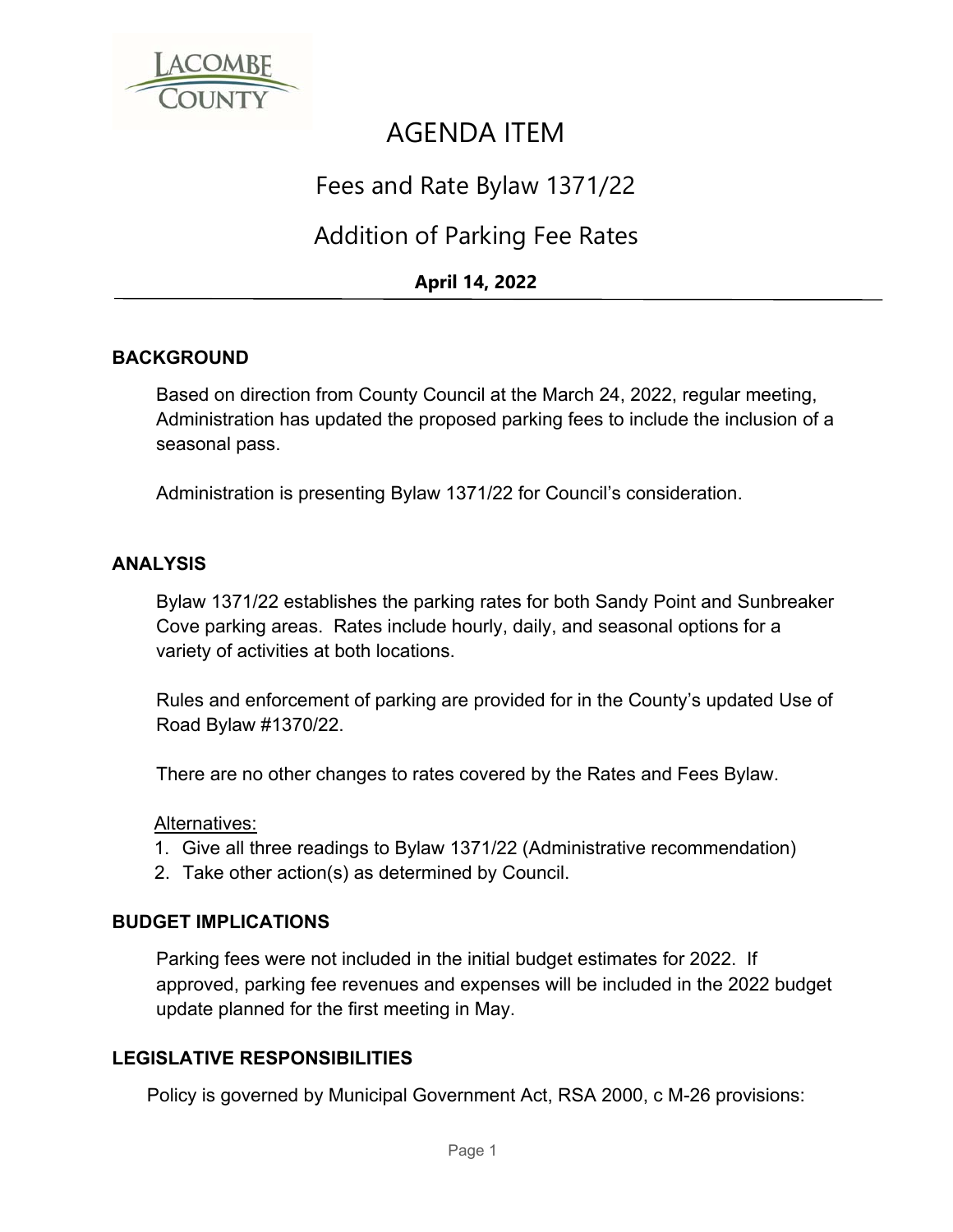# AGENDA ITEM

## Fees and Rate Bylaw 1371/22

## Addition of Parking Fee Rates

**April 14, 2022**

---

### BACKGROUND

Based on direction from County Council at the March 24, 2022, regular meeting, Administration has updated the proposed parking fees to include the inclusion of a seasonal pass.

Administration is presenting Bylaw 1371/22 for Council's consideration.

### ANALYSIS

Bylaw 1371/22 establishes the parking rates for both Sandy Point and Sunbreaker Cove parking areas. Rates include hourly, daily, and seasonal options for a variety of activities at both locations.

Rules and enforcement of parking are provided for in the County's updated Use of Road Bylaw #1370/22.

There are no other changes to rates covered by the Rates and Fees Bylaw.

Alternatives:

1. Give all three readings to Bylaw 1371/22 (Administrative recommendation)
2. Take other action(s) as determined by Council.

### BUDGET IMPLICATIONS

Parking fees were not included in the initial budget estimates for 2022. If approved, parking fee revenues and expenses will be included in the 2022 budget update planned for the first meeting in May.

### LEGISLATIVE RESPONSIBILITIES

Policy is governed by Municipal Government Act, RSA 2000, c M-26 provisions: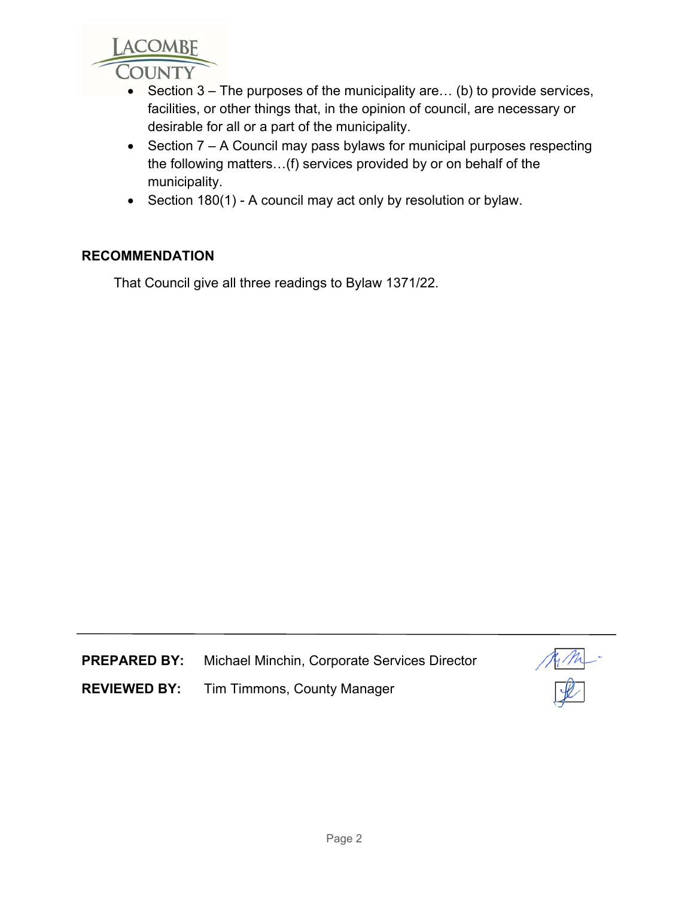- Section 3 – The purposes of the municipality are… (b) to provide services, facilities, or other things that, in the opinion of council, are necessary or desirable for all or a part of the municipality.
- Section 7 – A Council may pass bylaws for municipal purposes respecting the following matters…(f) services provided by or on behalf of the municipality.
- Section 180(1) - A council may act only by resolution or bylaw.

## RECOMMENDATION

That Council give all three readings to Bylaw 1371/22.

---

**PREPARED BY:** Michael Minchin, Corporate Services Director

**REVIEWED BY:** Tim Timmons, County Manager